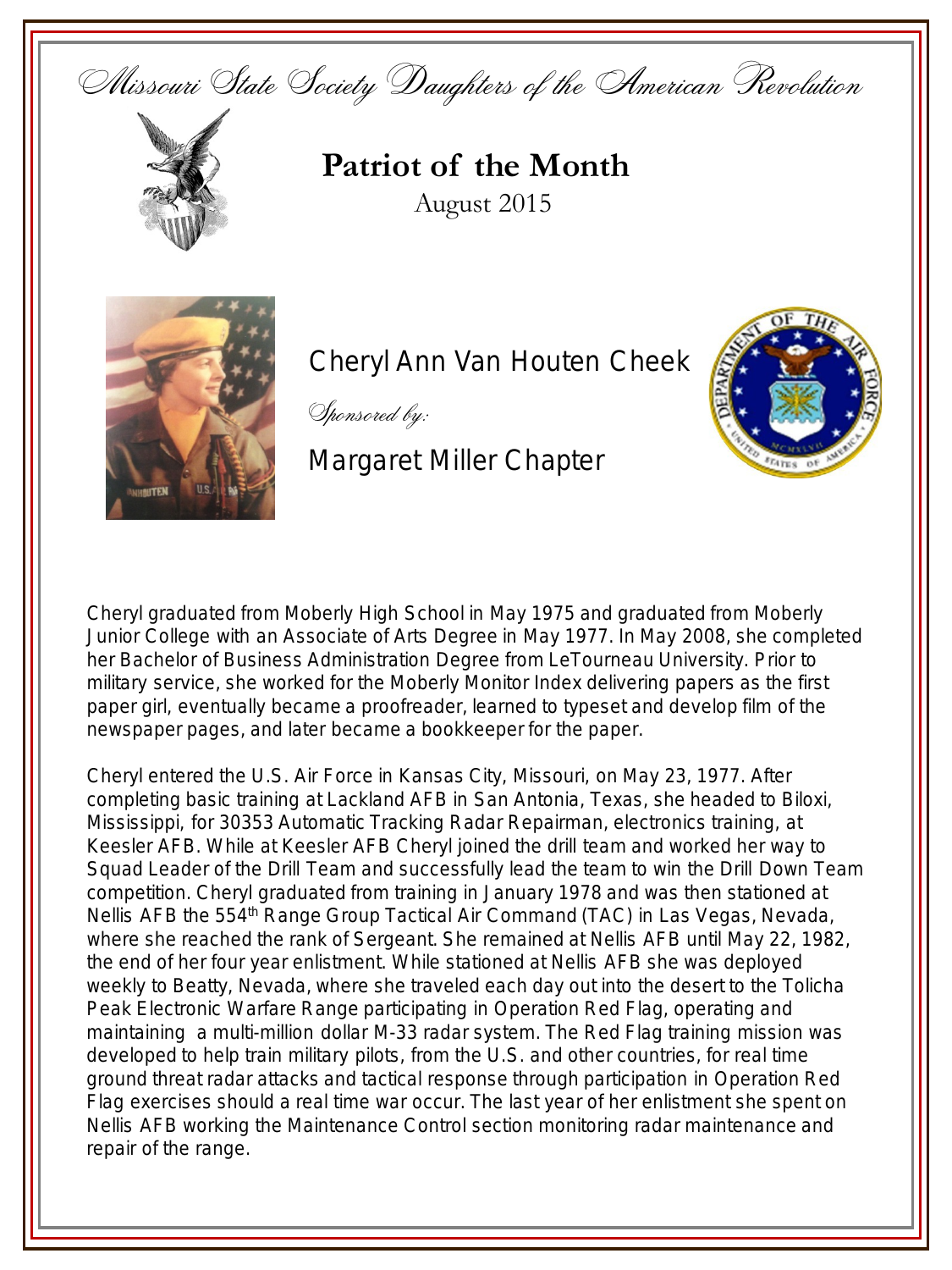# Missouri State Society Daughters of the American Revolution

## Patriot of the Month

August 2015

### Cheryl Ann Van Houten Cheek

*Sponsored by:*

### Margaret Miller Chapter

Cheryl graduated from Moberly High School in May 1975 and graduated from Moberly Junior College with an Associate of Arts Degree in May 1977. In May 2008, she completed her Bachelor of Business Administration Degree from LeTourneau University. Prior to military service, she worked for the Moberly Monitor Index delivering papers as the first paper girl, eventually became a proofreader, learned to typeset and develop film of the newspaper pages, and later became a bookkeeper for the paper.

Cheryl entered the U.S. Air Force in Kansas City, Missouri, on May 23, 1977. After completing basic training at Lackland AFB in San Antonia, Texas, she headed to Biloxi, Mississippi, for 30353 Automatic Tracking Radar Repairman, electronics training, at Keesler AFB. While at Keesler AFB Cheryl joined the drill team and worked her way to Squad Leader of the Drill Team and successfully lead the team to win the Drill Down Team competition. Cheryl graduated from training in January 1978 and was then stationed at Nellis AFB the 554th Range Group Tactical Air Command (TAC) in Las Vegas, Nevada, where she reached the rank of Sergeant. She remained at Nellis AFB until May 22, 1982, the end of her four year enlistment. While stationed at Nellis AFB she was deployed weekly to Beatty, Nevada, where she traveled each day out into the desert to the Tolicha Peak Electronic Warfare Range participating in Operation Red Flag, operating and maintaining a multi-million dollar M-33 radar system. The Red Flag training mission was developed to help train military pilots, from the U.S. and other countries, for real time ground threat radar attacks and tactical response through participation in Operation Red Flag exercises should a real time war occur. The last year of her enlistment she spent on Nellis AFB working the Maintenance Control section monitoring radar maintenance and repair of the range.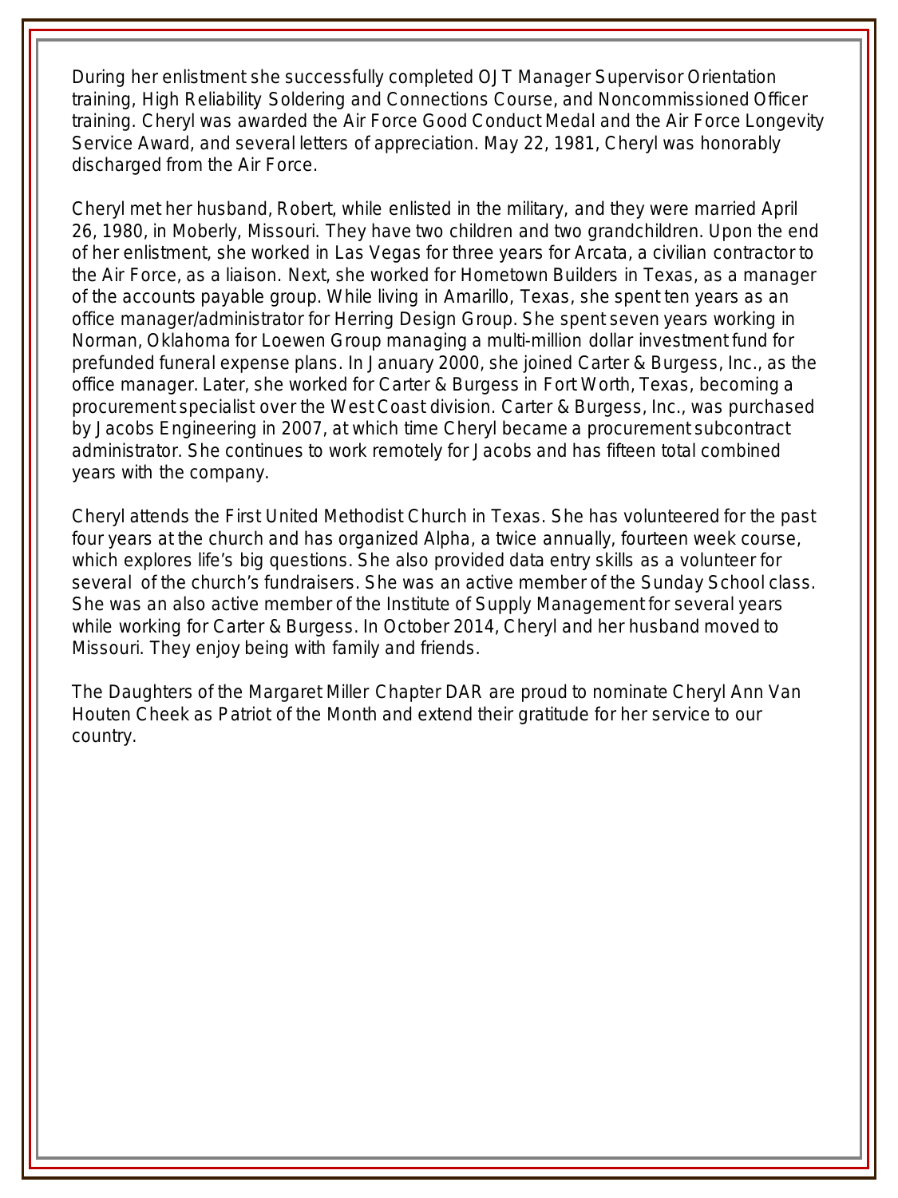During her enlistment she successfully completed OJT Manager Supervisor Orientation training, High Reliability Soldering and Connections Course, and Noncommissioned Officer training. Cheryl was awarded the Air Force Good Conduct Medal and the Air Force Longevity Service Award, and several letters of appreciation. May 22, 1981, Cheryl was honorably discharged from the Air Force.

Cheryl met her husband, Robert, while enlisted in the military, and they were married April 26, 1980, in Moberly, Missouri. They have two children and two grandchildren. Upon the end of her enlistment, she worked in Las Vegas for three years for Arcata, a civilian contractor to the Air Force, as a liaison. Next, she worked for Hometown Builders in Texas, as a manager of the accounts payable group. While living in Amarillo, Texas, she spent ten years as an office manager/administrator for Herring Design Group. She spent seven years working in Norman, Oklahoma for Loewen Group managing a multi-million dollar investment fund for prefunded funeral expense plans. In January 2000, she joined Carter & Burgess, Inc., as the office manager. Later, she worked for Carter & Burgess in Fort Worth, Texas, becoming a procurement specialist over the West Coast division. Carter & Burgess, Inc., was purchased by Jacobs Engineering in 2007, at which time Cheryl became a procurement subcontract administrator. She continues to work remotely for Jacobs and has fifteen total combined years with the company.

Cheryl attends the First United Methodist Church in Texas. She has volunteered for the past four years at the church and has organized Alpha, a twice annually, fourteen week course, which explores life's big questions. She also provided data entry skills as a volunteer for several of the church's fundraisers. She was an active member of the Sunday School class. She was an also active member of the Institute of Supply Management for several years while working for Carter & Burgess. In October 2014, Cheryl and her husband moved to Missouri. They enjoy being with family and friends.

The Daughters of the Margaret Miller Chapter DAR are proud to nominate Cheryl Ann Van Houten Cheek as Patriot of the Month and extend their gratitude for her service to our country.